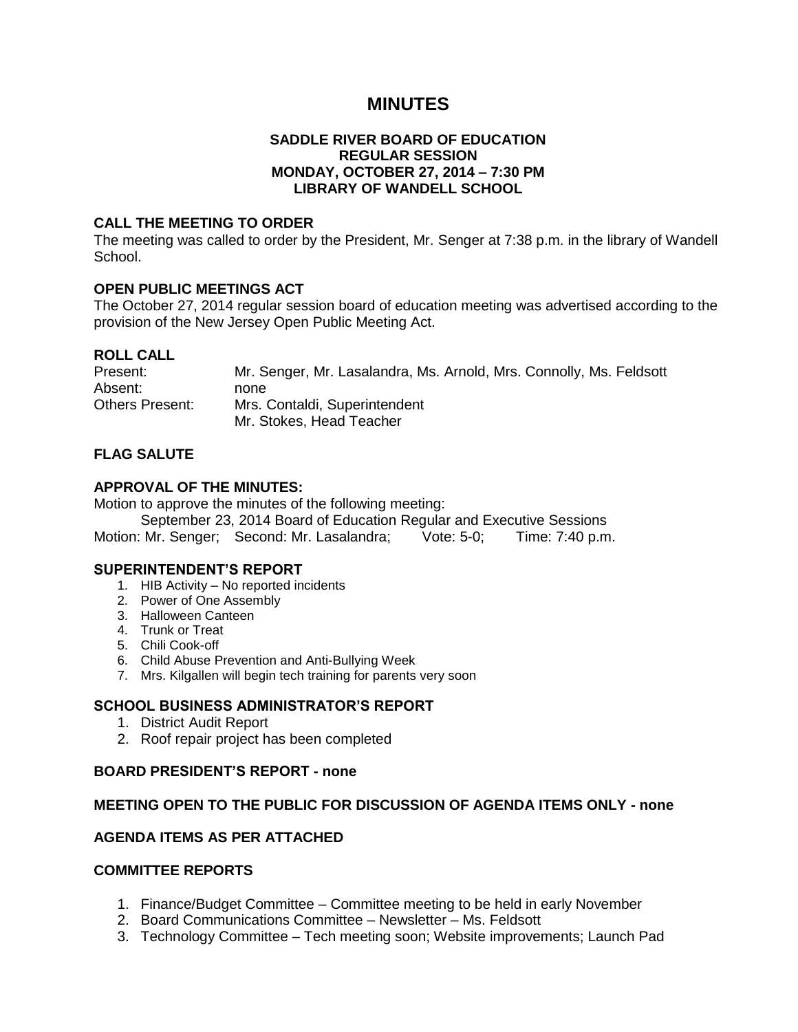# MINUTES

**SADDLE RIVER BOARD OF EDUCATION**
**REGULAR SESSION**
**MONDAY, OCTOBER 27, 2014 – 7:30 PM**
**LIBRARY OF WANDELL SCHOOL**

### CALL THE MEETING TO ORDER

The meeting was called to order by the President, Mr. Senger at 7:38 p.m. in the library of Wandell School.

### OPEN PUBLIC MEETINGS ACT

The October 27, 2014 regular session board of education meeting was advertised according to the provision of the New Jersey Open Public Meeting Act.

### ROLL CALL

| | |
|---|---|
| Present: | Mr. Senger, Mr. Lasalandra, Ms. Arnold, Mrs. Connolly, Ms. Feldsott |
| Absent: | none |
| Others Present: | Mrs. Contaldi, Superintendent |
| | Mr. Stokes, Head Teacher |

### FLAG SALUTE

### APPROVAL OF THE MINUTES:

Motion to approve the minutes of the following meeting:

September 23, 2014 Board of Education Regular and Executive Sessions

Motion: Mr. Senger; Second: Mr. Lasalandra; Vote: 5-0; Time: 7:40 p.m.

### SUPERINTENDENT'S REPORT

1. HIB Activity – No reported incidents
2. Power of One Assembly
3. Halloween Canteen
4. Trunk or Treat
5. Chili Cook-off
6. Child Abuse Prevention and Anti-Bullying Week
7. Mrs. Kilgallen will begin tech training for parents very soon

### SCHOOL BUSINESS ADMINISTRATOR'S REPORT

1. District Audit Report
2. Roof repair project has been completed

### BOARD PRESIDENT'S REPORT - none

### MEETING OPEN TO THE PUBLIC FOR DISCUSSION OF AGENDA ITEMS ONLY - none

### AGENDA ITEMS AS PER ATTACHED

### COMMITTEE REPORTS

1. Finance/Budget Committee – Committee meeting to be held in early November
2. Board Communications Committee – Newsletter – Ms. Feldsott
3. Technology Committee – Tech meeting soon; Website improvements; Launch Pad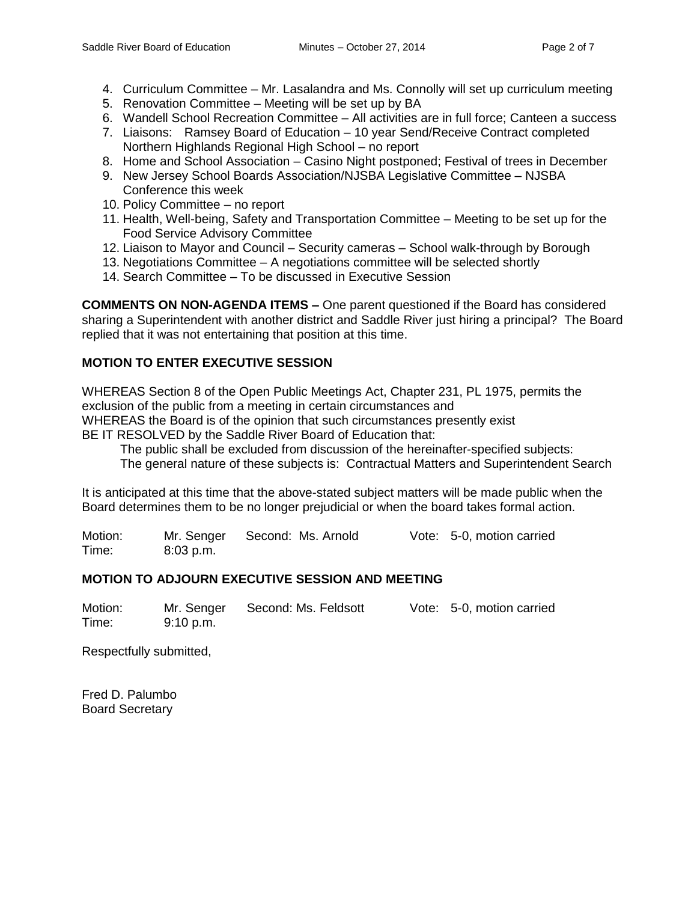4. Curriculum Committee – Mr. Lasalandra and Ms. Connolly will set up curriculum meeting
5. Renovation Committee – Meeting will be set up by BA
6. Wandell School Recreation Committee – All activities are in full force; Canteen a success
7. Liaisons: Ramsey Board of Education – 10 year Send/Receive Contract completed
   Northern Highlands Regional High School – no report
8. Home and School Association – Casino Night postponed; Festival of trees in December
9. New Jersey School Boards Association/NJSBA Legislative Committee – NJSBA Conference this week
10. Policy Committee – no report
11. Health, Well-being, Safety and Transportation Committee – Meeting to be set up for the Food Service Advisory Committee
12. Liaison to Mayor and Council – Security cameras – School walk-through by Borough
13. Negotiations Committee – A negotiations committee will be selected shortly
14. Search Committee – To be discussed in Executive Session

**COMMENTS ON NON-AGENDA ITEMS –** One parent questioned if the Board has considered sharing a Superintendent with another district and Saddle River just hiring a principal? The Board replied that it was not entertaining that position at this time.

**MOTION TO ENTER EXECUTIVE SESSION**

WHEREAS Section 8 of the Open Public Meetings Act, Chapter 231, PL 1975, permits the exclusion of the public from a meeting in certain circumstances and
WHEREAS the Board is of the opinion that such circumstances presently exist
BE IT RESOLVED by the Saddle River Board of Education that:

The public shall be excluded from discussion of the hereinafter-specified subjects:
The general nature of these subjects is: Contractual Matters and Superintendent Search

It is anticipated at this time that the above-stated subject matters will be made public when the Board determines them to be no longer prejudicial or when the board takes formal action.

Motion: Mr. Senger Second: Ms. Arnold Vote: 5-0, motion carried
Time: 8:03 p.m.

**MOTION TO ADJOURN EXECUTIVE SESSION AND MEETING**

Motion: Mr. Senger Second: Ms. Feldsott Vote: 5-0, motion carried
Time: 9:10 p.m.

Respectfully submitted,

Fred D. Palumbo
Board Secretary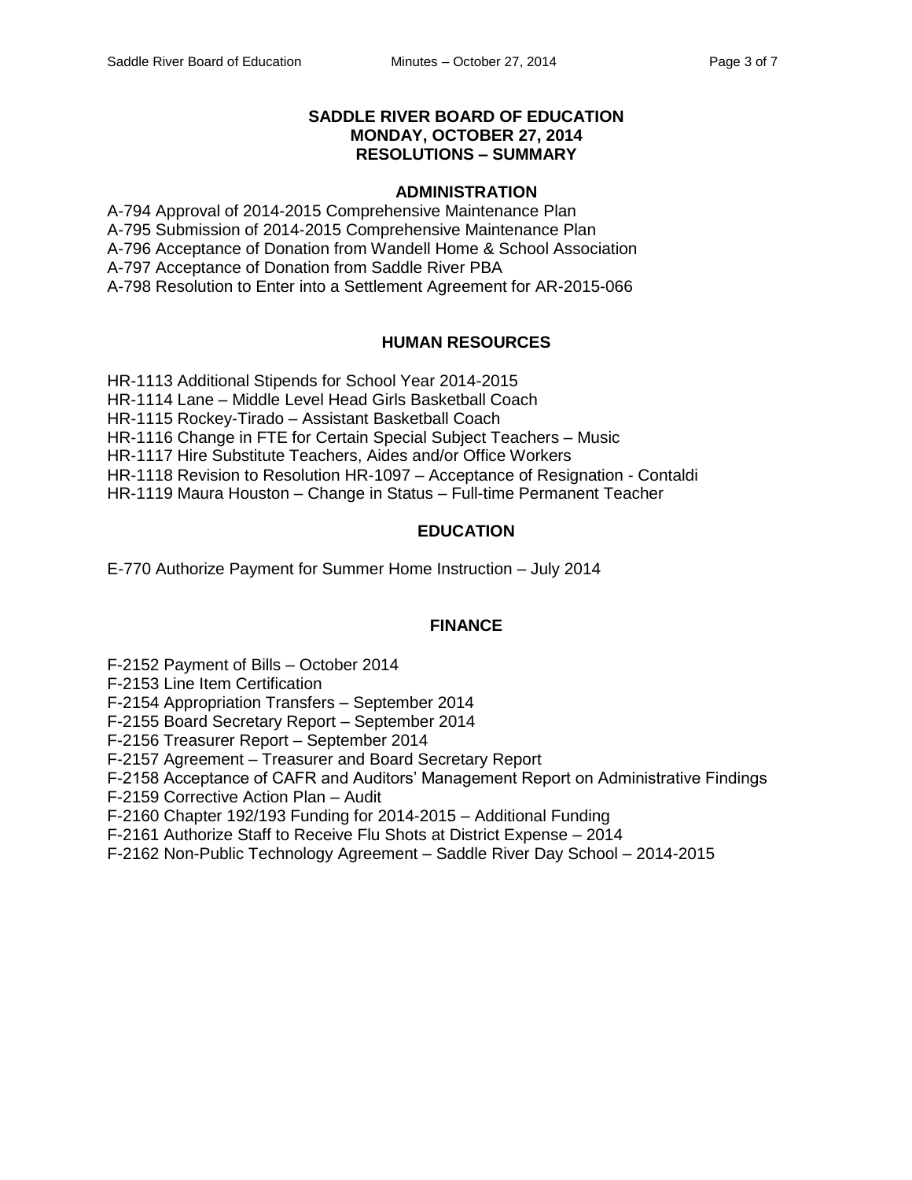# SADDLE RIVER BOARD OF EDUCATION
# MONDAY, OCTOBER 27, 2014
# RESOLUTIONS – SUMMARY

## ADMINISTRATION

A-794 Approval of 2014-2015 Comprehensive Maintenance Plan
A-795 Submission of 2014-2015 Comprehensive Maintenance Plan
A-796 Acceptance of Donation from Wandell Home & School Association
A-797 Acceptance of Donation from Saddle River PBA
A-798 Resolution to Enter into a Settlement Agreement for AR-2015-066

## HUMAN RESOURCES

HR-1113 Additional Stipends for School Year 2014-2015
HR-1114 Lane – Middle Level Head Girls Basketball Coach
HR-1115 Rockey-Tirado – Assistant Basketball Coach
HR-1116 Change in FTE for Certain Special Subject Teachers – Music
HR-1117 Hire Substitute Teachers, Aides and/or Office Workers
HR-1118 Revision to Resolution HR-1097 – Acceptance of Resignation - Contaldi
HR-1119 Maura Houston – Change in Status – Full-time Permanent Teacher

## EDUCATION

E-770 Authorize Payment for Summer Home Instruction – July 2014

## FINANCE

F-2152 Payment of Bills – October 2014
F-2153 Line Item Certification
F-2154 Appropriation Transfers – September 2014
F-2155 Board Secretary Report – September 2014
F-2156 Treasurer Report – September 2014
F-2157 Agreement – Treasurer and Board Secretary Report
F-2158 Acceptance of CAFR and Auditors' Management Report on Administrative Findings
F-2159 Corrective Action Plan – Audit
F-2160 Chapter 192/193 Funding for 2014-2015 – Additional Funding
F-2161 Authorize Staff to Receive Flu Shots at District Expense – 2014
F-2162 Non-Public Technology Agreement – Saddle River Day School – 2014-2015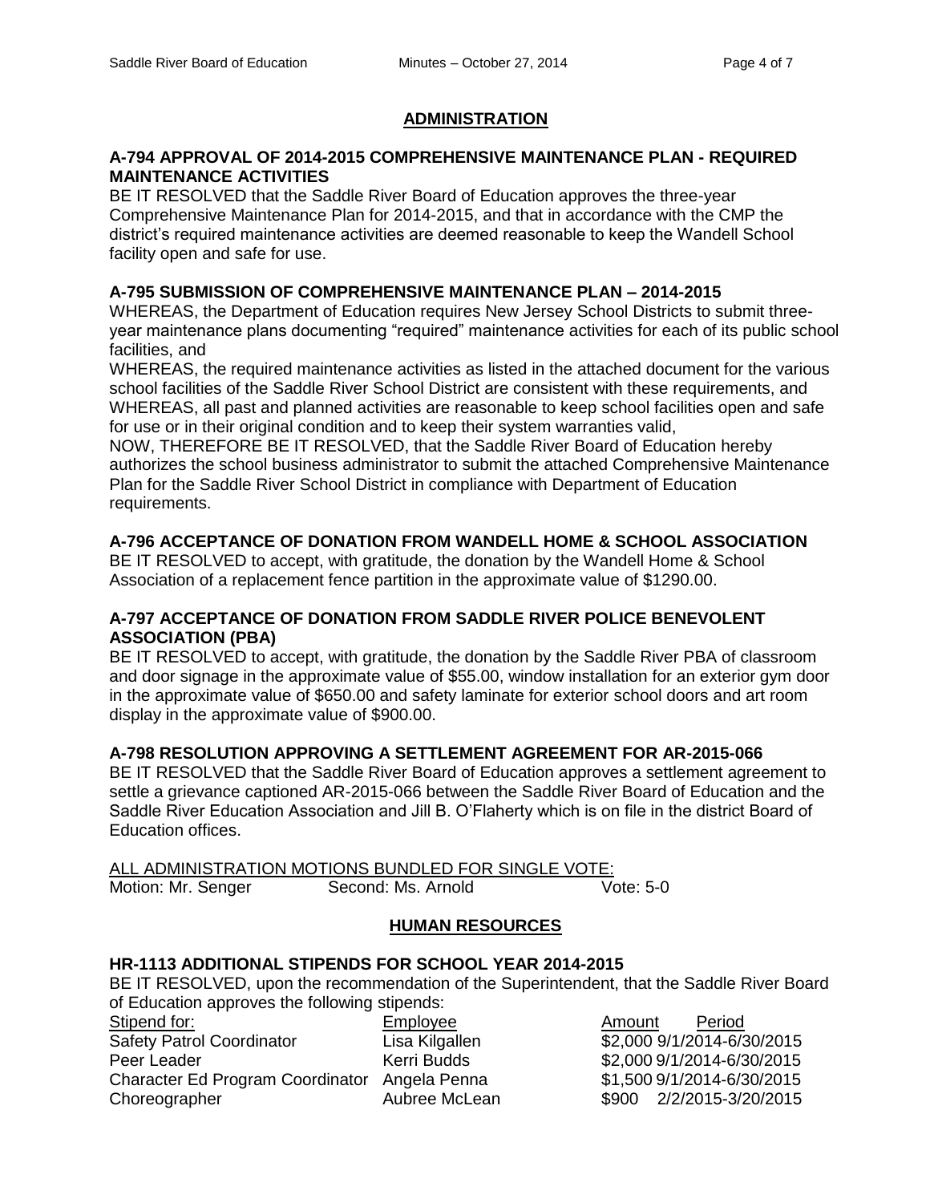## ADMINISTRATION

**A-794 APPROVAL OF 2014-2015 COMPREHENSIVE MAINTENANCE PLAN - REQUIRED MAINTENANCE ACTIVITIES**

BE IT RESOLVED that the Saddle River Board of Education approves the three-year Comprehensive Maintenance Plan for 2014-2015, and that in accordance with the CMP the district's required maintenance activities are deemed reasonable to keep the Wandell School facility open and safe for use.

**A-795 SUBMISSION OF COMPREHENSIVE MAINTENANCE PLAN – 2014-2015**

WHEREAS, the Department of Education requires New Jersey School Districts to submit three-year maintenance plans documenting "required" maintenance activities for each of its public school facilities, and

WHEREAS, the required maintenance activities as listed in the attached document for the various school facilities of the Saddle River School District are consistent with these requirements, and

WHEREAS, all past and planned activities are reasonable to keep school facilities open and safe for use or in their original condition and to keep their system warranties valid,

NOW, THEREFORE BE IT RESOLVED, that the Saddle River Board of Education hereby authorizes the school business administrator to submit the attached Comprehensive Maintenance Plan for the Saddle River School District in compliance with Department of Education requirements.

**A-796 ACCEPTANCE OF DONATION FROM WANDELL HOME & SCHOOL ASSOCIATION**

BE IT RESOLVED to accept, with gratitude, the donation by the Wandell Home & School Association of a replacement fence partition in the approximate value of $1290.00.

**A-797 ACCEPTANCE OF DONATION FROM SADDLE RIVER POLICE BENEVOLENT ASSOCIATION (PBA)**

BE IT RESOLVED to accept, with gratitude, the donation by the Saddle River PBA of classroom and door signage in the approximate value of $55.00, window installation for an exterior gym door in the approximate value of $650.00 and safety laminate for exterior school doors and art room display in the approximate value of $900.00.

**A-798 RESOLUTION APPROVING A SETTLEMENT AGREEMENT FOR AR-2015-066**

BE IT RESOLVED that the Saddle River Board of Education approves a settlement agreement to settle a grievance captioned AR-2015-066 between the Saddle River Board of Education and the Saddle River Education Association and Jill B. O'Flaherty which is on file in the district Board of Education offices.

ALL ADMINISTRATION MOTIONS BUNDLED FOR SINGLE VOTE:

Motion: Mr. Senger    Second: Ms. Arnold    Vote: 5-0

## HUMAN RESOURCES

**HR-1113 ADDITIONAL STIPENDS FOR SCHOOL YEAR 2014-2015**

BE IT RESOLVED, upon the recommendation of the Superintendent, that the Saddle River Board of Education approves the following stipends:

| Stipend for: | Employee | Amount | Period |
|---|---|---|---|
| Safety Patrol Coordinator | Lisa Kilgallen | $2,000 | 9/1/2014-6/30/2015 |
| Peer Leader | Kerri Budds | $2,000 | 9/1/2014-6/30/2015 |
| Character Ed Program Coordinator | Angela Penna | $1,500 | 9/1/2014-6/30/2015 |
| Choreographer | Aubree McLean | $900 | 2/2/2015-3/20/2015 |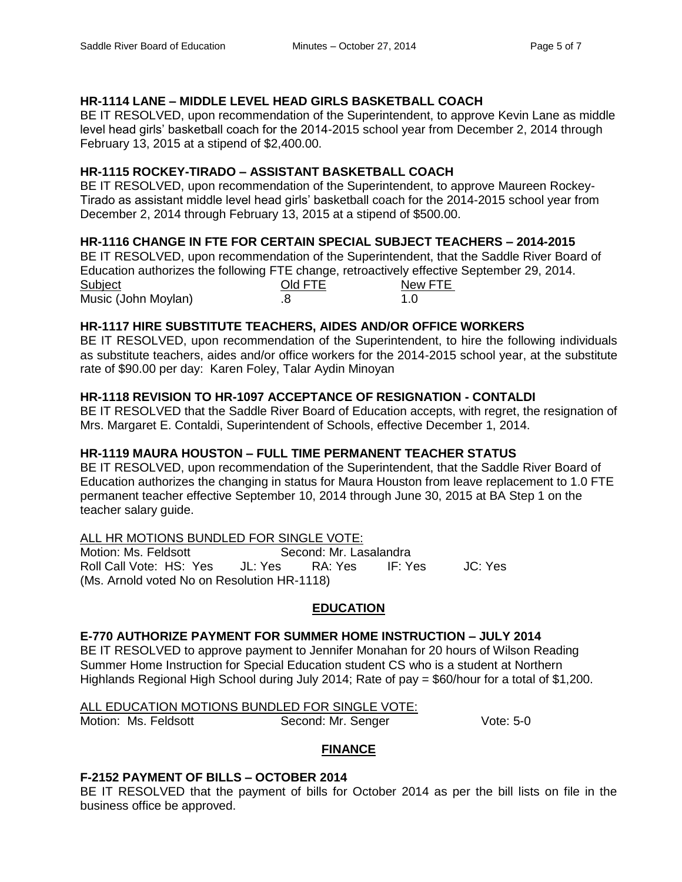### HR-1114 LANE – MIDDLE LEVEL HEAD GIRLS BASKETBALL COACH

BE IT RESOLVED, upon recommendation of the Superintendent, to approve Kevin Lane as middle level head girls' basketball coach for the 2014-2015 school year from December 2, 2014 through February 13, 2015 at a stipend of $2,400.00.

### HR-1115 ROCKEY-TIRADO – ASSISTANT BASKETBALL COACH

BE IT RESOLVED, upon recommendation of the Superintendent, to approve Maureen Rockey-Tirado as assistant middle level head girls' basketball coach for the 2014-2015 school year from December 2, 2014 through February 13, 2015 at a stipend of $500.00.

### HR-1116 CHANGE IN FTE FOR CERTAIN SPECIAL SUBJECT TEACHERS – 2014-2015

BE IT RESOLVED, upon recommendation of the Superintendent, that the Saddle River Board of Education authorizes the following FTE change, retroactively effective September 29, 2014.

| Subject | Old FTE | New FTE |
|---|---|---|
| Music (John Moylan) | .8 | 1.0 |

### HR-1117 HIRE SUBSTITUTE TEACHERS, AIDES AND/OR OFFICE WORKERS

BE IT RESOLVED, upon recommendation of the Superintendent, to hire the following individuals as substitute teachers, aides and/or office workers for the 2014-2015 school year, at the substitute rate of $90.00 per day: Karen Foley, Talar Aydin Minoyan

### HR-1118 REVISION TO HR-1097 ACCEPTANCE OF RESIGNATION - CONTALDI

BE IT RESOLVED that the Saddle River Board of Education accepts, with regret, the resignation of Mrs. Margaret E. Contaldi, Superintendent of Schools, effective December 1, 2014.

### HR-1119 MAURA HOUSTON – FULL TIME PERMANENT TEACHER STATUS

BE IT RESOLVED, upon recommendation of the Superintendent, that the Saddle River Board of Education authorizes the changing in status for Maura Houston from leave replacement to 1.0 FTE permanent teacher effective September 10, 2014 through June 30, 2015 at BA Step 1 on the teacher salary guide.

ALL HR MOTIONS BUNDLED FOR SINGLE VOTE:

Motion: Ms. Feldsott Second: Mr. Lasalandra

Roll Call Vote: HS: Yes JL: Yes RA: Yes IF: Yes JC: Yes

(Ms. Arnold voted No on Resolution HR-1118)

## EDUCATION

### E-770 AUTHORIZE PAYMENT FOR SUMMER HOME INSTRUCTION – JULY 2014

BE IT RESOLVED to approve payment to Jennifer Monahan for 20 hours of Wilson Reading Summer Home Instruction for Special Education student CS who is a student at Northern Highlands Regional High School during July 2014; Rate of pay = $60/hour for a total of $1,200.

ALL EDUCATION MOTIONS BUNDLED FOR SINGLE VOTE:

Motion: Ms. Feldsott Second: Mr. Senger Vote: 5-0

## FINANCE

### F-2152 PAYMENT OF BILLS – OCTOBER 2014

BE IT RESOLVED that the payment of bills for October 2014 as per the bill lists on file in the business office be approved.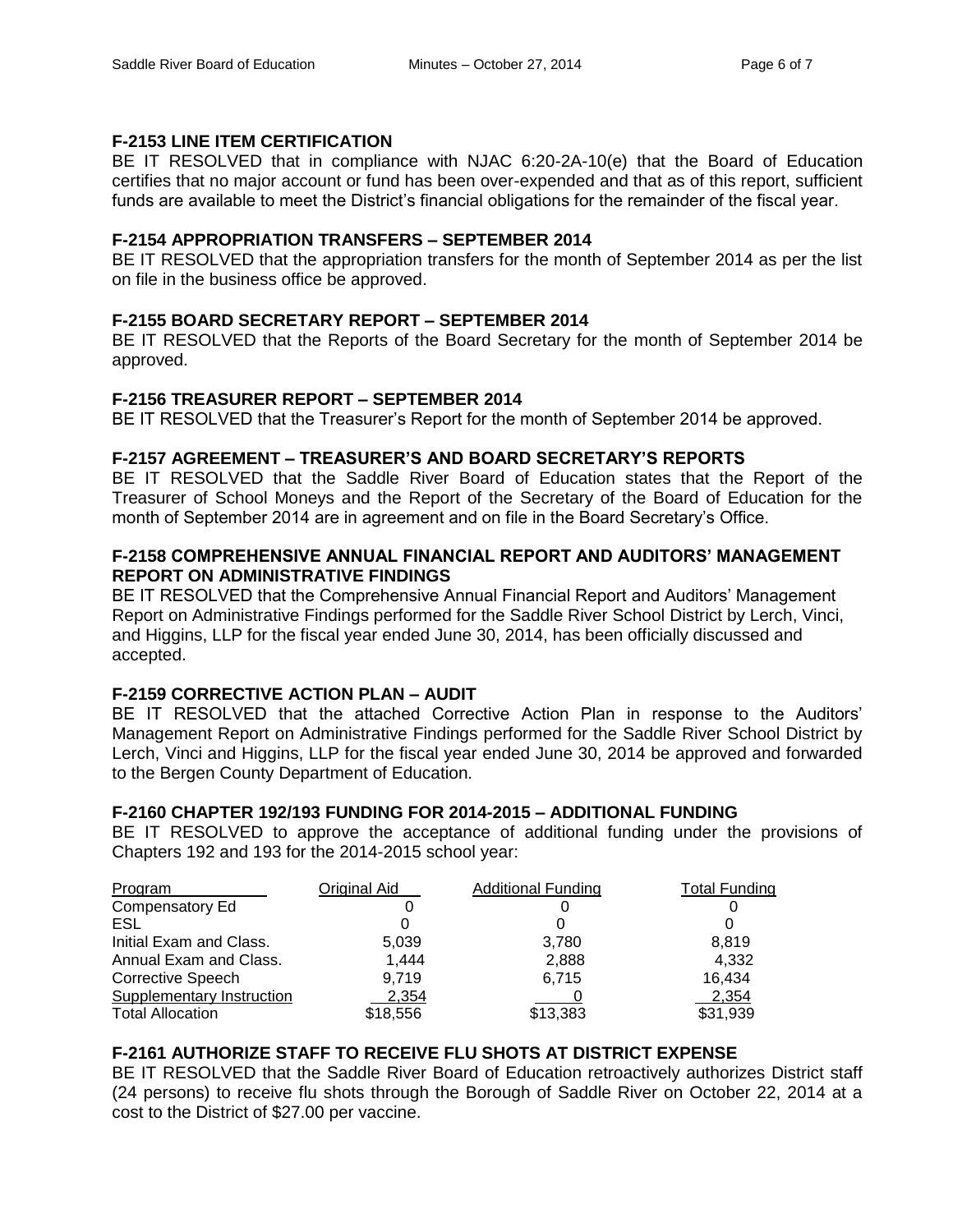### F-2153 LINE ITEM CERTIFICATION

BE IT RESOLVED that in compliance with NJAC 6:20-2A-10(e) that the Board of Education certifies that no major account or fund has been over-expended and that as of this report, sufficient funds are available to meet the District's financial obligations for the remainder of the fiscal year.

### F-2154 APPROPRIATION TRANSFERS – SEPTEMBER 2014

BE IT RESOLVED that the appropriation transfers for the month of September 2014 as per the list on file in the business office be approved.

### F-2155 BOARD SECRETARY REPORT – SEPTEMBER 2014

BE IT RESOLVED that the Reports of the Board Secretary for the month of September 2014 be approved.

### F-2156 TREASURER REPORT – SEPTEMBER 2014

BE IT RESOLVED that the Treasurer's Report for the month of September 2014 be approved.

### F-2157 AGREEMENT – TREASURER'S AND BOARD SECRETARY'S REPORTS

BE IT RESOLVED that the Saddle River Board of Education states that the Report of the Treasurer of School Moneys and the Report of the Secretary of the Board of Education for the month of September 2014 are in agreement and on file in the Board Secretary's Office.

### F-2158 COMPREHENSIVE ANNUAL FINANCIAL REPORT AND AUDITORS' MANAGEMENT REPORT ON ADMINISTRATIVE FINDINGS

BE IT RESOLVED that the Comprehensive Annual Financial Report and Auditors' Management Report on Administrative Findings performed for the Saddle River School District by Lerch, Vinci, and Higgins, LLP for the fiscal year ended June 30, 2014, has been officially discussed and accepted.

### F-2159 CORRECTIVE ACTION PLAN – AUDIT

BE IT RESOLVED that the attached Corrective Action Plan in response to the Auditors' Management Report on Administrative Findings performed for the Saddle River School District by Lerch, Vinci and Higgins, LLP for the fiscal year ended June 30, 2014 be approved and forwarded to the Bergen County Department of Education.

### F-2160 CHAPTER 192/193 FUNDING FOR 2014-2015 – ADDITIONAL FUNDING

BE IT RESOLVED to approve the acceptance of additional funding under the provisions of Chapters 192 and 193 for the 2014-2015 school year:

| Program | Original Aid | Additional Funding | Total Funding |
|---|---|---|---|
| Compensatory Ed | 0 | 0 | 0 |
| ESL | 0 | 0 | 0 |
| Initial Exam and Class. | 5,039 | 3,780 | 8,819 |
| Annual Exam and Class. | 1,444 | 2,888 | 4,332 |
| Corrective Speech | 9,719 | 6,715 | 16,434 |
| Supplementary Instruction | 2,354 | 0 | 2,354 |
| Total Allocation | $18,556 | $13,383 | $31,939 |

### F-2161 AUTHORIZE STAFF TO RECEIVE FLU SHOTS AT DISTRICT EXPENSE

BE IT RESOLVED that the Saddle River Board of Education retroactively authorizes District staff (24 persons) to receive flu shots through the Borough of Saddle River on October 22, 2014 at a cost to the District of $27.00 per vaccine.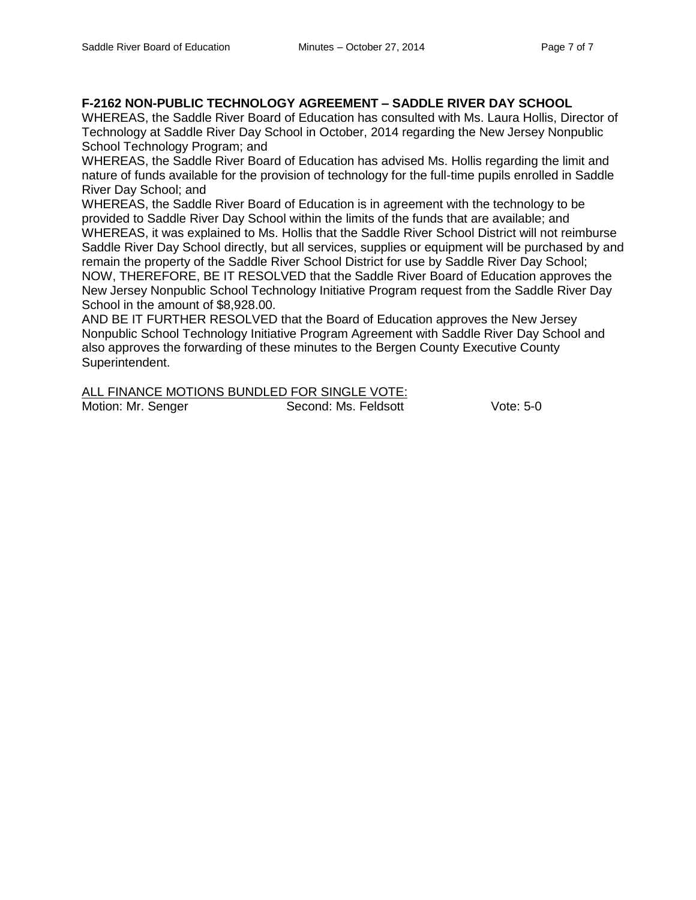**F-2162 NON-PUBLIC TECHNOLOGY AGREEMENT – SADDLE RIVER DAY SCHOOL**

WHEREAS, the Saddle River Board of Education has consulted with Ms. Laura Hollis, Director of Technology at Saddle River Day School in October, 2014 regarding the New Jersey Nonpublic School Technology Program; and

WHEREAS, the Saddle River Board of Education has advised Ms. Hollis regarding the limit and nature of funds available for the provision of technology for the full-time pupils enrolled in Saddle River Day School; and

WHEREAS, the Saddle River Board of Education is in agreement with the technology to be provided to Saddle River Day School within the limits of the funds that are available; and

WHEREAS, it was explained to Ms. Hollis that the Saddle River School District will not reimburse Saddle River Day School directly, but all services, supplies or equipment will be purchased by and remain the property of the Saddle River School District for use by Saddle River Day School;

NOW, THEREFORE, BE IT RESOLVED that the Saddle River Board of Education approves the New Jersey Nonpublic School Technology Initiative Program request from the Saddle River Day School in the amount of $8,928.00.

AND BE IT FURTHER RESOLVED that the Board of Education approves the New Jersey Nonpublic School Technology Initiative Program Agreement with Saddle River Day School and also approves the forwarding of these minutes to the Bergen County Executive County Superintendent.

<u>ALL FINANCE MOTIONS BUNDLED FOR SINGLE VOTE:</u>

Motion: Mr. Senger Second: Ms. Feldsott Vote: 5-0